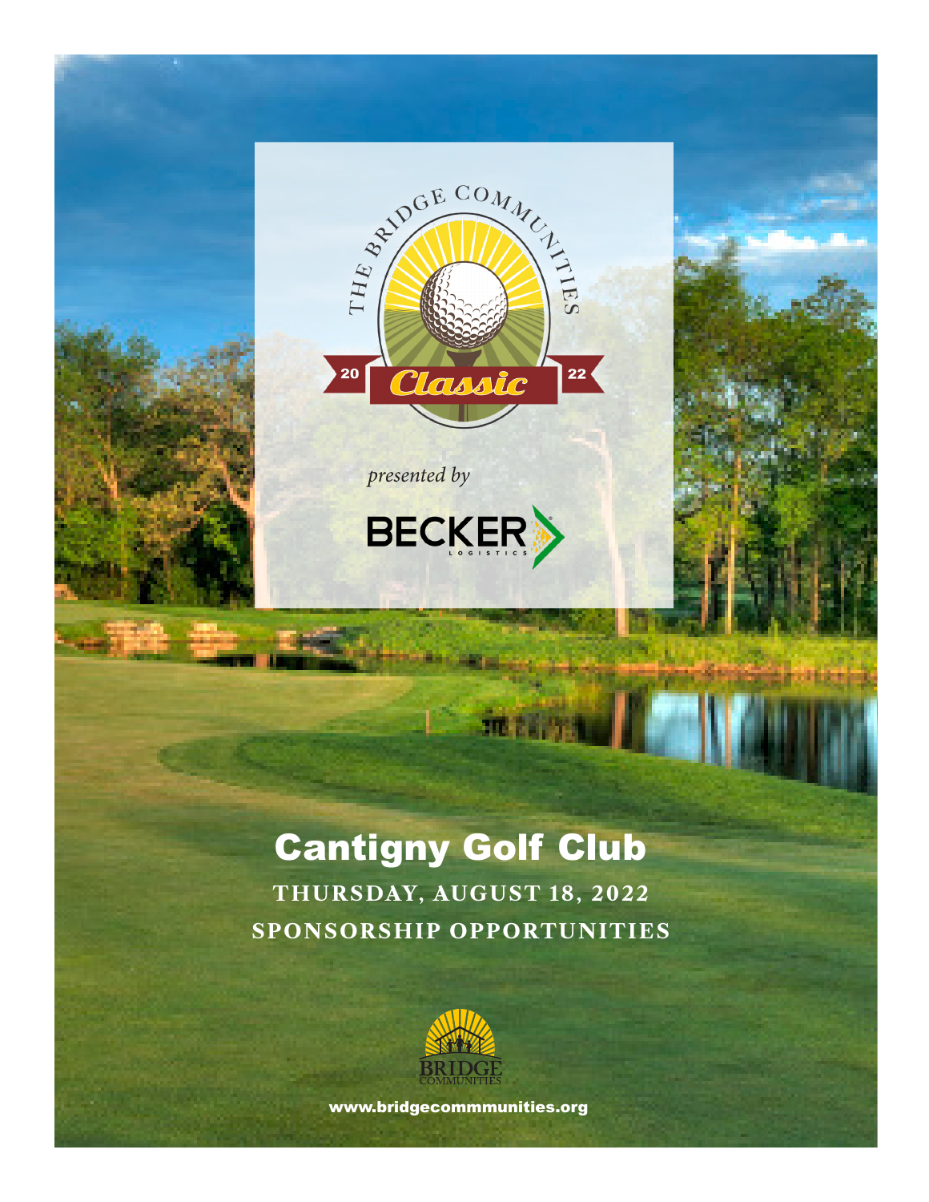THE BRIDGE COMMUNITIES

2022 Classic

*presented by*

BECKER LOGISTICS

# Cantigny Golf Club

**THURSDAY, AUGUST 18, 2022**

**SPONSORSHIP OPPORTUNITIES**

BRIDGE COMMUNITIES

www.bridgecommmunities.org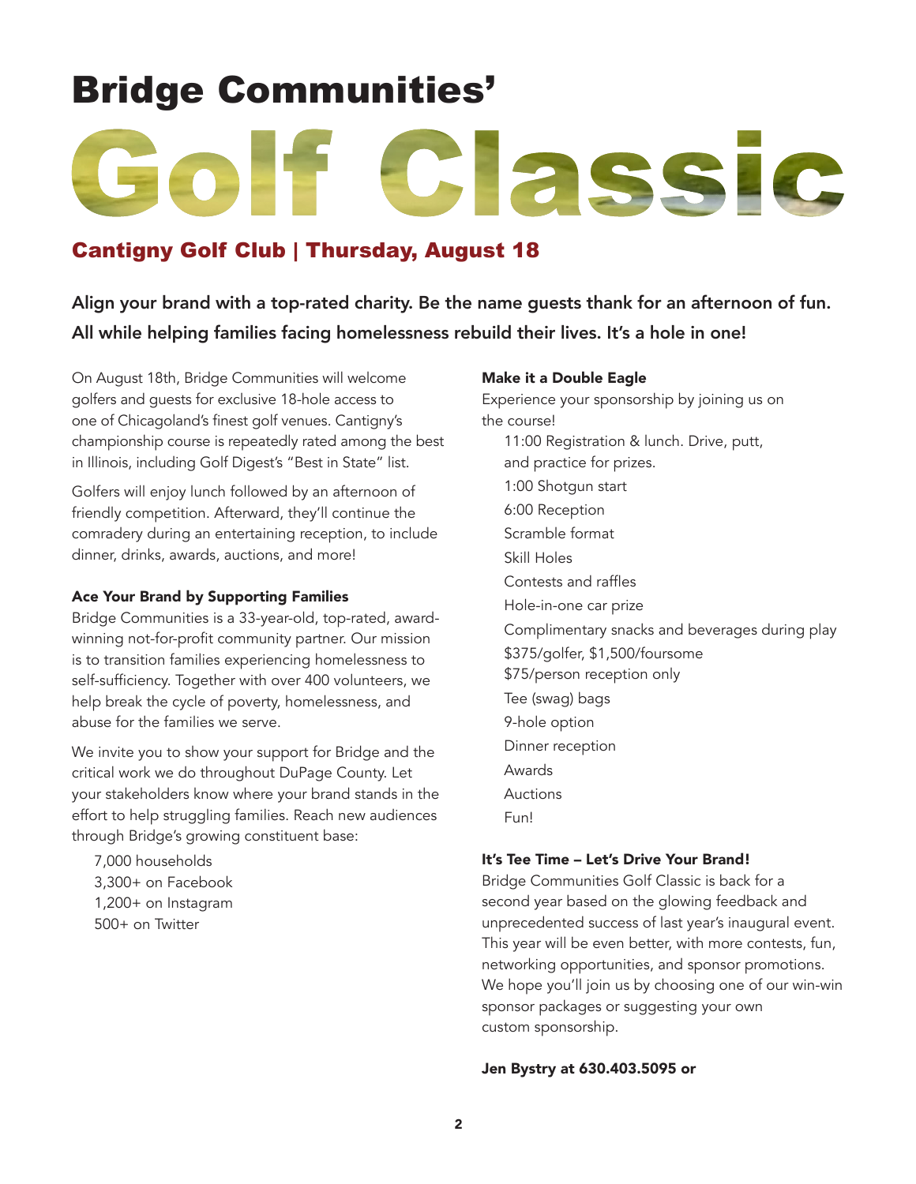# Bridge Communities'

# Golf Classic

## Cantigny Golf Club | Thursday, August 18

**Align your brand with a top-rated charity. Be the name guests thank for an afternoon of fun. All while helping families facing homelessness rebuild their lives. It's a hole in one!**

On August 18th, Bridge Communities will welcome golfers and guests for exclusive 18-hole access to one of Chicagoland's finest golf venues. Cantigny's championship course is repeatedly rated among the best in Illinois, including Golf Digest's "Best in State" list.

Golfers will enjoy lunch followed by an afternoon of friendly competition. Afterward, they'll continue the comradery during an entertaining reception, to include dinner, drinks, awards, auctions, and more!

### Ace Your Brand by Supporting Families

Bridge Communities is a 33-year-old, top-rated, award-winning not-for-profit community partner. Our mission is to transition families experiencing homelessness to self-sufficiency. Together with over 400 volunteers, we help break the cycle of poverty, homelessness, and abuse for the families we serve.

We invite you to show your support for Bridge and the critical work we do throughout DuPage County. Let your stakeholders know where your brand stands in the effort to help struggling families. Reach new audiences through Bridge's growing constituent base:

- 7,000 households
- 3,300+ on Facebook
- 1,200+ on Instagram
- 500+ on Twitter

### Make it a Double Eagle

Experience your sponsorship by joining us on the course!

- 11:00 Registration & lunch. Drive, putt, and practice for prizes.
- 1:00 Shotgun start
- 6:00 Reception
- Scramble format
- Skill Holes
- Contests and raffles
- Hole-in-one car prize
- Complimentary snacks and beverages during play
- $375/golfer, $1,500/foursome
- $75/person reception only
- Tee (swag) bags
- 9-hole option
- Dinner reception
- Awards
- Auctions
- Fun!

### It's Tee Time – Let's Drive Your Brand!

Bridge Communities Golf Classic is back for a second year based on the glowing feedback and unprecedented success of last year's inaugural event. This year will be even better, with more contests, fun, networking opportunities, and sponsor promotions. We hope you'll join us by choosing one of our win-win sponsor packages or suggesting your own custom sponsorship.

**Jen Bystry at 630.403.5095 or**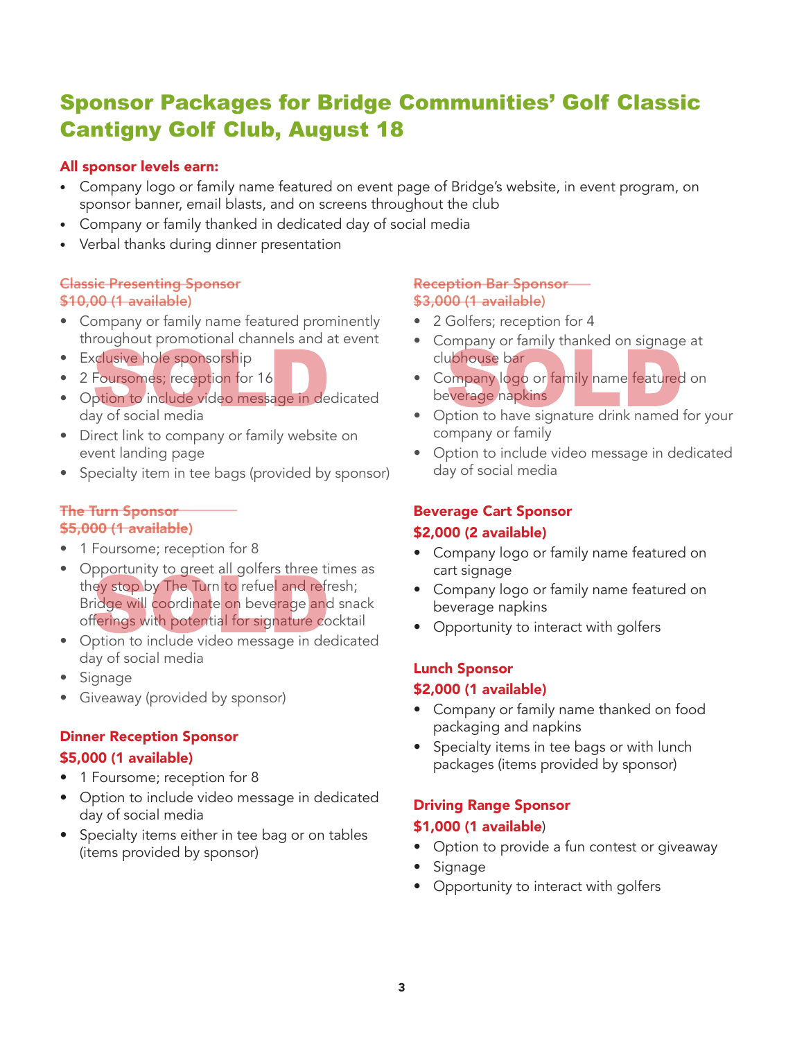# Sponsor Packages for Bridge Communities' Golf Classic Cantigny Golf Club, August 18

**All sponsor levels earn:**

- Company logo or family name featured on event page of Bridge's website, in event program, on sponsor banner, email blasts, and on screens throughout the club
- Company or family thanked in dedicated day of social media
- Verbal thanks during dinner presentation

### ~~Classic Presenting Sponsor~~
### ~~$10,00 (1 available)~~

SOLD

- Company or family name featured prominently throughout promotional channels and at event
- Exclusive hole sponsorship
- 2 Foursomes; reception for 16
- Option to include video message in dedicated day of social media
- Direct link to company or family website on event landing page
- Specialty item in tee bags (provided by sponsor)

### ~~The Turn Sponsor~~
### ~~$5,000 (1 available)~~

SOLD

- 1 Foursome; reception for 8
- Opportunity to greet all golfers three times as they stop by The Turn to refuel and refresh; Bridge will coordinate on beverage and snack offerings with potential for signature cocktail
- Option to include video message in dedicated day of social media
- Signage
- Giveaway (provided by sponsor)

### Dinner Reception Sponsor
### $5,000 (1 available)

- 1 Foursome; reception for 8
- Option to include video message in dedicated day of social media
- Specialty items either in tee bag or on tables (items provided by sponsor)

### ~~Reception Bar Sponsor~~
### ~~$3,000 (1 available)~~

SOLD

- 2 Golfers; reception for 4
- Company or family thanked on signage at clubhouse bar
- Company logo or family name featured on beverage napkins
- Option to have signature drink named for your company or family
- Option to include video message in dedicated day of social media

### Beverage Cart Sponsor
### $2,000 (2 available)

- Company logo or family name featured on cart signage
- Company logo or family name featured on beverage napkins
- Opportunity to interact with golfers

### Lunch Sponsor
### $2,000 (1 available)

- Company or family name thanked on food packaging and napkins
- Specialty items in tee bags or with lunch packages (items provided by sponsor)

### Driving Range Sponsor
### $1,000 (1 available)

- Option to provide a fun contest or giveaway
- Signage
- Opportunity to interact with golfers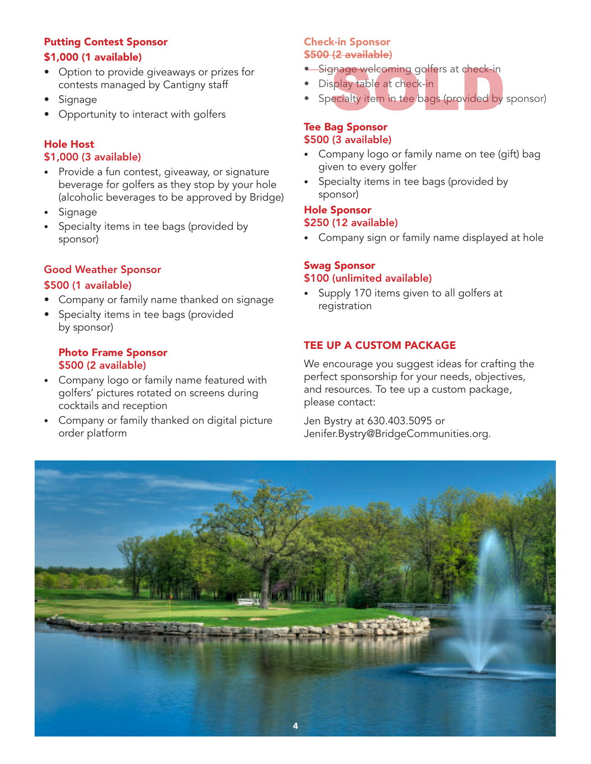### Putting Contest Sponsor
**$1,000 (1 available)**

- Option to provide giveaways or prizes for contests managed by Cantigny staff
- Signage
- Opportunity to interact with golfers

### Hole Host
**$1,000 (3 available)**

- Provide a fun contest, giveaway, or signature beverage for golfers as they stop by your hole (alcoholic beverages to be approved by Bridge)
- Signage
- Specialty items in tee bags (provided by sponsor)

### Good Weather Sponsor
**$500 (1 available)**

- Company or family name thanked on signage
- Specialty items in tee bags (provided by sponsor)

### Photo Frame Sponsor
**$500 (2 available)**

- Company logo or family name featured with golfers' pictures rotated on screens during cocktails and reception
- Company or family thanked on digital picture order platform

### Check-in Sponsor
~~**$500 (2 available)**~~

**SOLD**

- ~~Signage welcoming golfers at check-in~~
- Display table at check-in
- Specialty item in tee bags (provided by sponsor)

### Tee Bag Sponsor
**$500 (3 available)**

- Company logo or family name on tee (gift) bag given to every golfer
- Specialty items in tee bags (provided by sponsor)

### Hole Sponsor
**$250 (12 available)**

- Company sign or family name displayed at hole

### Swag Sponsor
**$100 (unlimited available)**

- Supply 170 items given to all golfers at registration

## TEE UP A CUSTOM PACKAGE

We encourage you suggest ideas for crafting the perfect sponsorship for your needs, objectives, and resources. To tee up a custom package, please contact:

Jen Bystry at 630.403.5095 or Jenifer.Bystry@BridgeCommunities.org.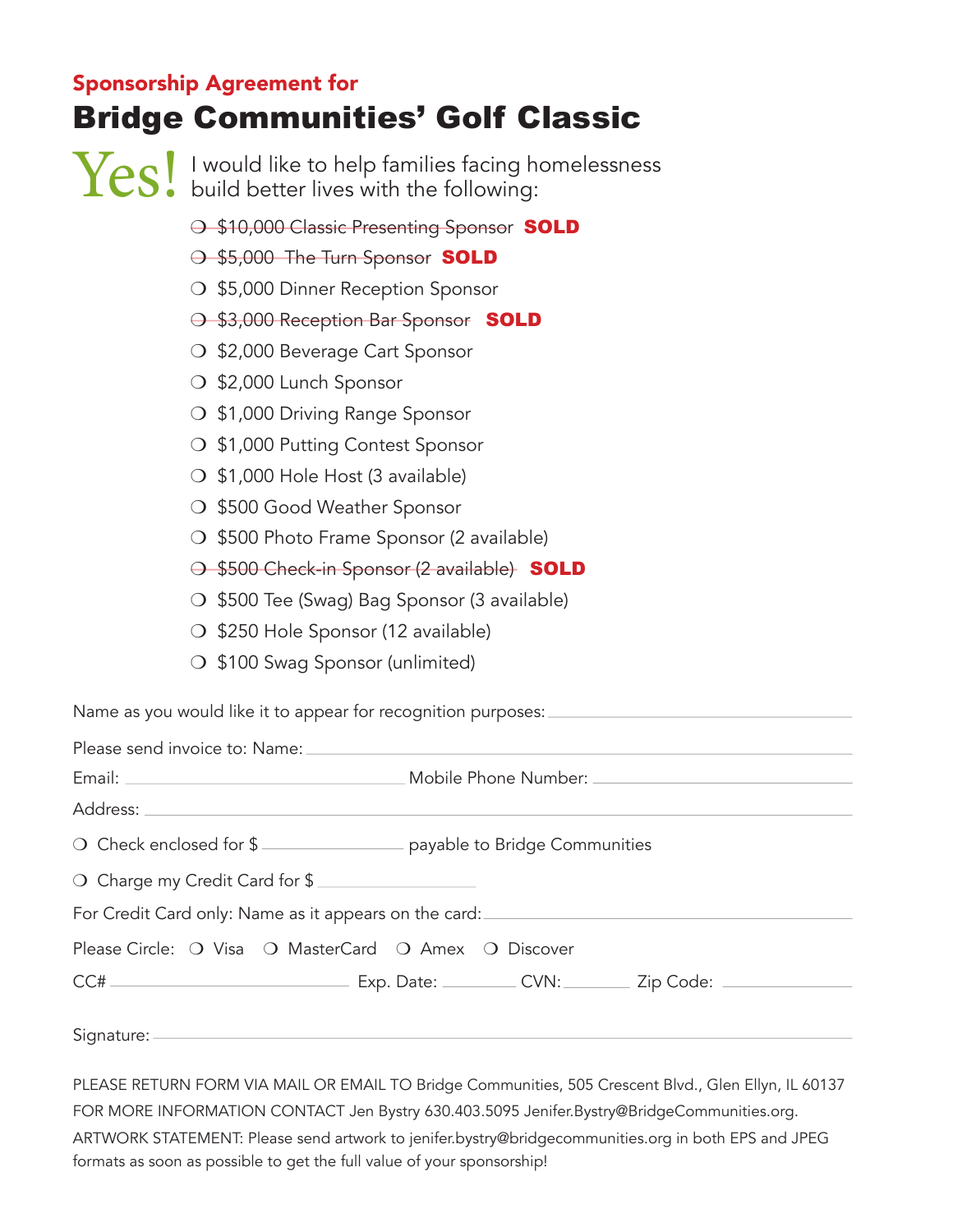Sponsorship Agreement for

# Bridge Communities' Golf Classic

**Yes!** I would like to help families facing homelessness build better lives with the following:

- ❍ ~~$10,000 Classic Presenting Sponsor~~ **SOLD**
- ❍ ~~$5,000 The Turn Sponsor~~ **SOLD**
- ❍ $5,000 Dinner Reception Sponsor
- ❍ ~~$3,000 Reception Bar Sponsor~~ **SOLD**
- ❍ $2,000 Beverage Cart Sponsor
- ❍ $2,000 Lunch Sponsor
- ❍ $1,000 Driving Range Sponsor
- ❍ $1,000 Putting Contest Sponsor
- ❍ $1,000 Hole Host (3 available)
- ❍ $500 Good Weather Sponsor
- ❍ $500 Photo Frame Sponsor (2 available)
- ❍ ~~$500 Check-in Sponsor (2 available)~~ **SOLD**
- ❍ $500 Tee (Swag) Bag Sponsor (3 available)
- ❍ $250 Hole Sponsor (12 available)
- ❍ $100 Swag Sponsor (unlimited)

Name as you would like it to appear for recognition purposes: ______________________________

Please send invoice to: Name: ______________________________

Email: ____________________ Mobile Phone Number: ____________________

Address: ______________________________

❍ Check enclosed for $ __________ payable to Bridge Communities

❍ Charge my Credit Card for $ __________

For Credit Card only: Name as it appears on the card: ______________________________

Please Circle: ❍ Visa ❍ MasterCard ❍ Amex ❍ Discover

CC# ____________________ Exp. Date: ________ CVN: ________ Zip Code: ________

Signature: ______________________________

PLEASE RETURN FORM VIA MAIL OR EMAIL TO Bridge Communities, 505 Crescent Blvd., Glen Ellyn, IL 60137

FOR MORE INFORMATION CONTACT Jen Bystry 630.403.5095 Jenifer.Bystry@BridgeCommunities.org.

ARTWORK STATEMENT: Please send artwork to jenifer.bystry@bridgecommunities.org in both EPS and JPEG formats as soon as possible to get the full value of your sponsorship!